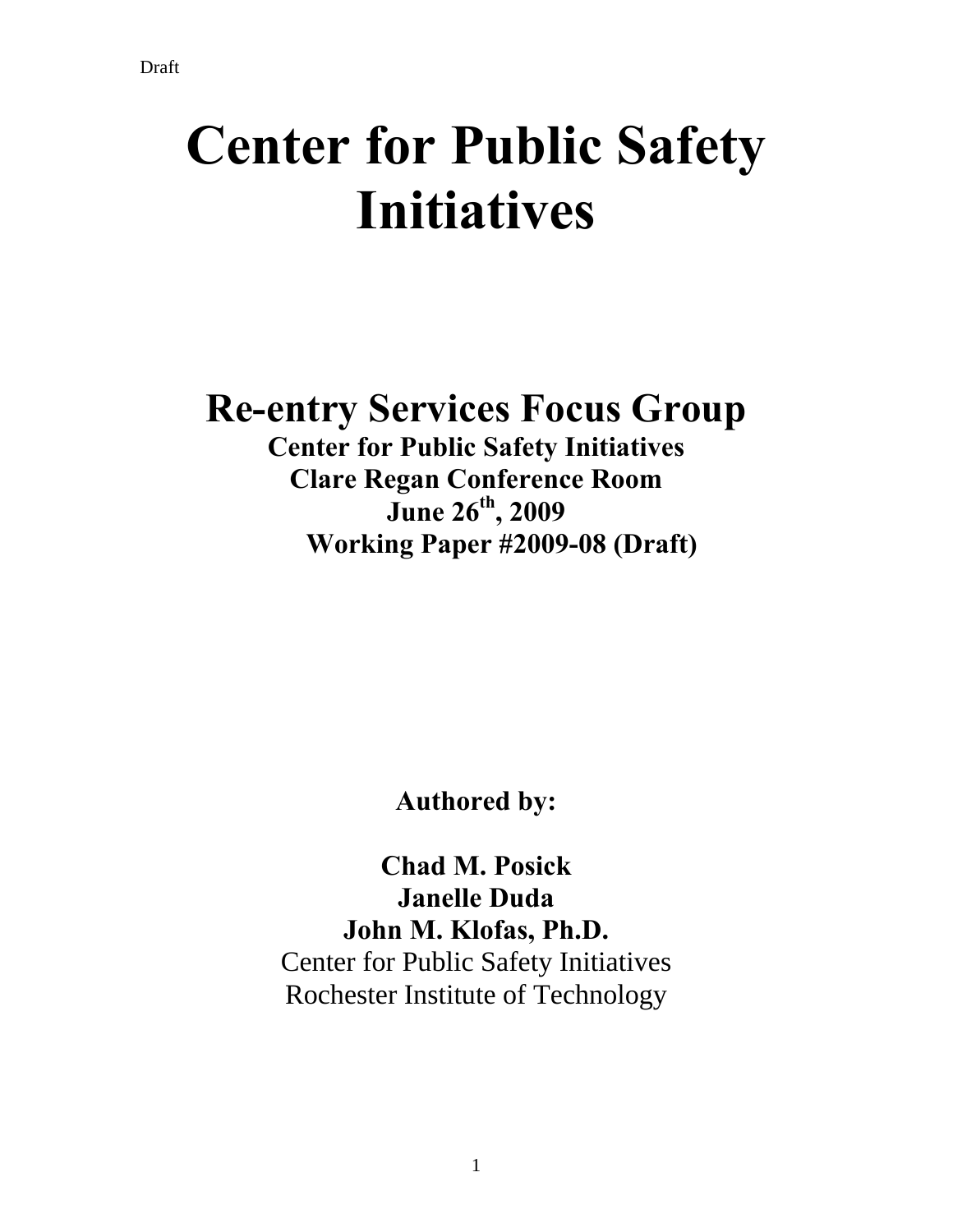Draft

# Center for Public Safety Initiatives

## Re-entry Services Focus Group

**Center for Public Safety Initiatives**
**Clare Regan Conference Room**
**June 26th, 2009**
**Working Paper #2009-08 (Draft)**

**Authored by:**

**Chad M. Posick**
**Janelle Duda**
**John M. Klofas, Ph.D.**
Center for Public Safety Initiatives
Rochester Institute of Technology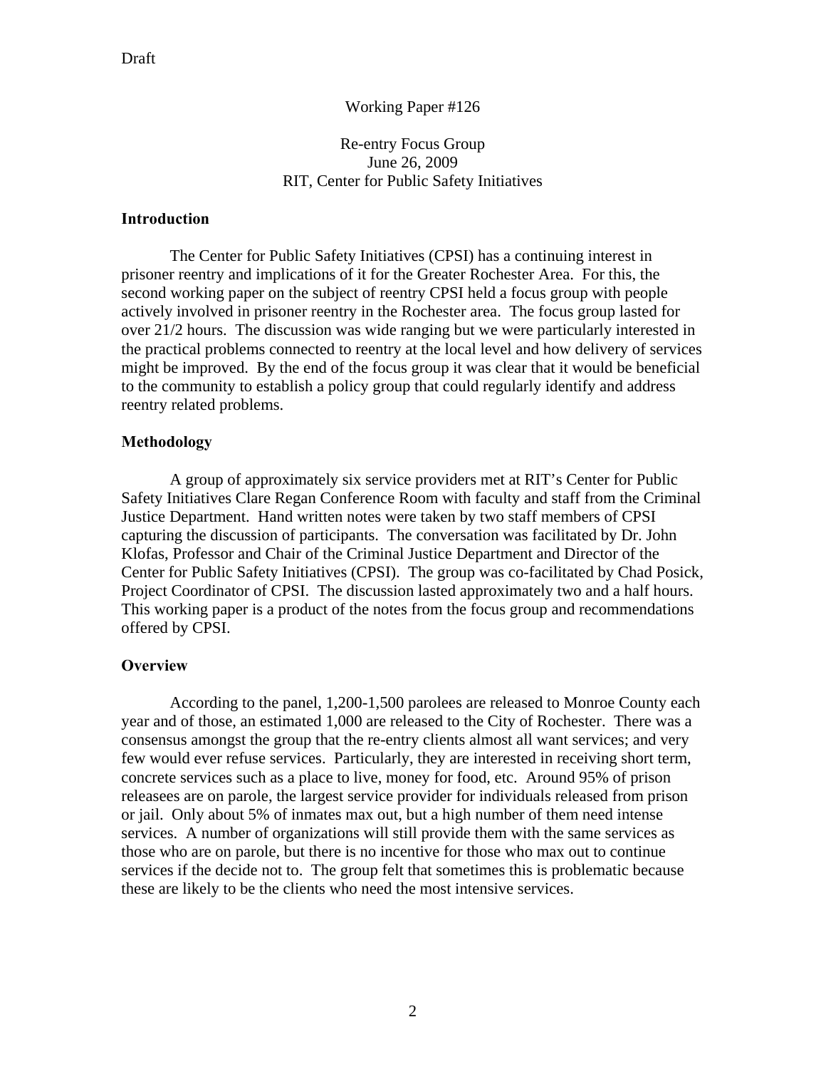Draft

Working Paper #126

Re-entry Focus Group
June 26, 2009
RIT, Center for Public Safety Initiatives

## Introduction

The Center for Public Safety Initiatives (CPSI) has a continuing interest in prisoner reentry and implications of it for the Greater Rochester Area. For this, the second working paper on the subject of reentry CPSI held a focus group with people actively involved in prisoner reentry in the Rochester area. The focus group lasted for over 21/2 hours. The discussion was wide ranging but we were particularly interested in the practical problems connected to reentry at the local level and how delivery of services might be improved. By the end of the focus group it was clear that it would be beneficial to the community to establish a policy group that could regularly identify and address reentry related problems.

## Methodology

A group of approximately six service providers met at RIT's Center for Public Safety Initiatives Clare Regan Conference Room with faculty and staff from the Criminal Justice Department. Hand written notes were taken by two staff members of CPSI capturing the discussion of participants. The conversation was facilitated by Dr. John Klofas, Professor and Chair of the Criminal Justice Department and Director of the Center for Public Safety Initiatives (CPSI). The group was co-facilitated by Chad Posick, Project Coordinator of CPSI. The discussion lasted approximately two and a half hours. This working paper is a product of the notes from the focus group and recommendations offered by CPSI.

## Overview

According to the panel, 1,200-1,500 parolees are released to Monroe County each year and of those, an estimated 1,000 are released to the City of Rochester. There was a consensus amongst the group that the re-entry clients almost all want services; and very few would ever refuse services. Particularly, they are interested in receiving short term, concrete services such as a place to live, money for food, etc. Around 95% of prison releasees are on parole, the largest service provider for individuals released from prison or jail. Only about 5% of inmates max out, but a high number of them need intense services. A number of organizations will still provide them with the same services as those who are on parole, but there is no incentive for those who max out to continue services if the decide not to. The group felt that sometimes this is problematic because these are likely to be the clients who need the most intensive services.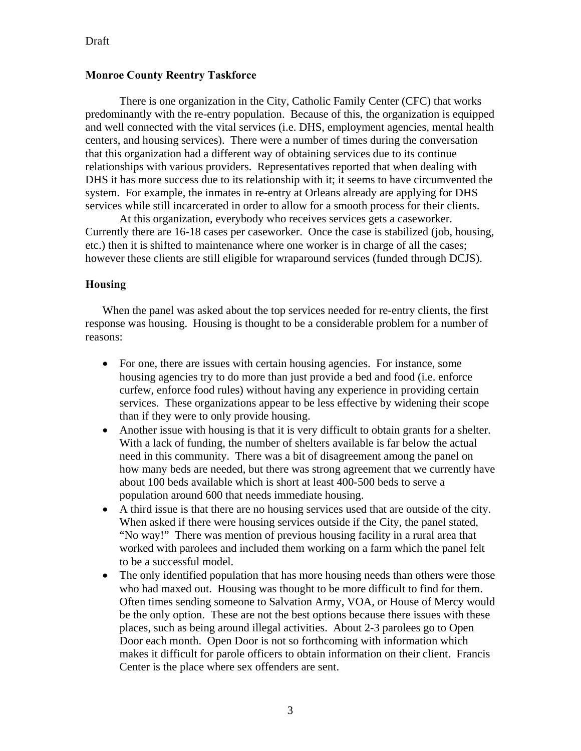Draft

**Monroe County Reentry Taskforce**

There is one organization in the City, Catholic Family Center (CFC) that works predominantly with the re-entry population. Because of this, the organization is equipped and well connected with the vital services (i.e. DHS, employment agencies, mental health centers, and housing services). There were a number of times during the conversation that this organization had a different way of obtaining services due to its continue relationships with various providers. Representatives reported that when dealing with DHS it has more success due to its relationship with it; it seems to have circumvented the system. For example, the inmates in re-entry at Orleans already are applying for DHS services while still incarcerated in order to allow for a smooth process for their clients.

At this organization, everybody who receives services gets a caseworker. Currently there are 16-18 cases per caseworker. Once the case is stabilized (job, housing, etc.) then it is shifted to maintenance where one worker is in charge of all the cases; however these clients are still eligible for wraparound services (funded through DCJS).

**Housing**

When the panel was asked about the top services needed for re-entry clients, the first response was housing. Housing is thought to be a considerable problem for a number of reasons:

- For one, there are issues with certain housing agencies. For instance, some housing agencies try to do more than just provide a bed and food (i.e. enforce curfew, enforce food rules) without having any experience in providing certain services. These organizations appear to be less effective by widening their scope than if they were to only provide housing.
- Another issue with housing is that it is very difficult to obtain grants for a shelter. With a lack of funding, the number of shelters available is far below the actual need in this community. There was a bit of disagreement among the panel on how many beds are needed, but there was strong agreement that we currently have about 100 beds available which is short at least 400-500 beds to serve a population around 600 that needs immediate housing.
- A third issue is that there are no housing services used that are outside of the city. When asked if there were housing services outside if the City, the panel stated, "No way!" There was mention of previous housing facility in a rural area that worked with parolees and included them working on a farm which the panel felt to be a successful model.
- The only identified population that has more housing needs than others were those who had maxed out. Housing was thought to be more difficult to find for them. Often times sending someone to Salvation Army, VOA, or House of Mercy would be the only option. These are not the best options because there issues with these places, such as being around illegal activities. About 2-3 parolees go to Open Door each month. Open Door is not so forthcoming with information which makes it difficult for parole officers to obtain information on their client. Francis Center is the place where sex offenders are sent.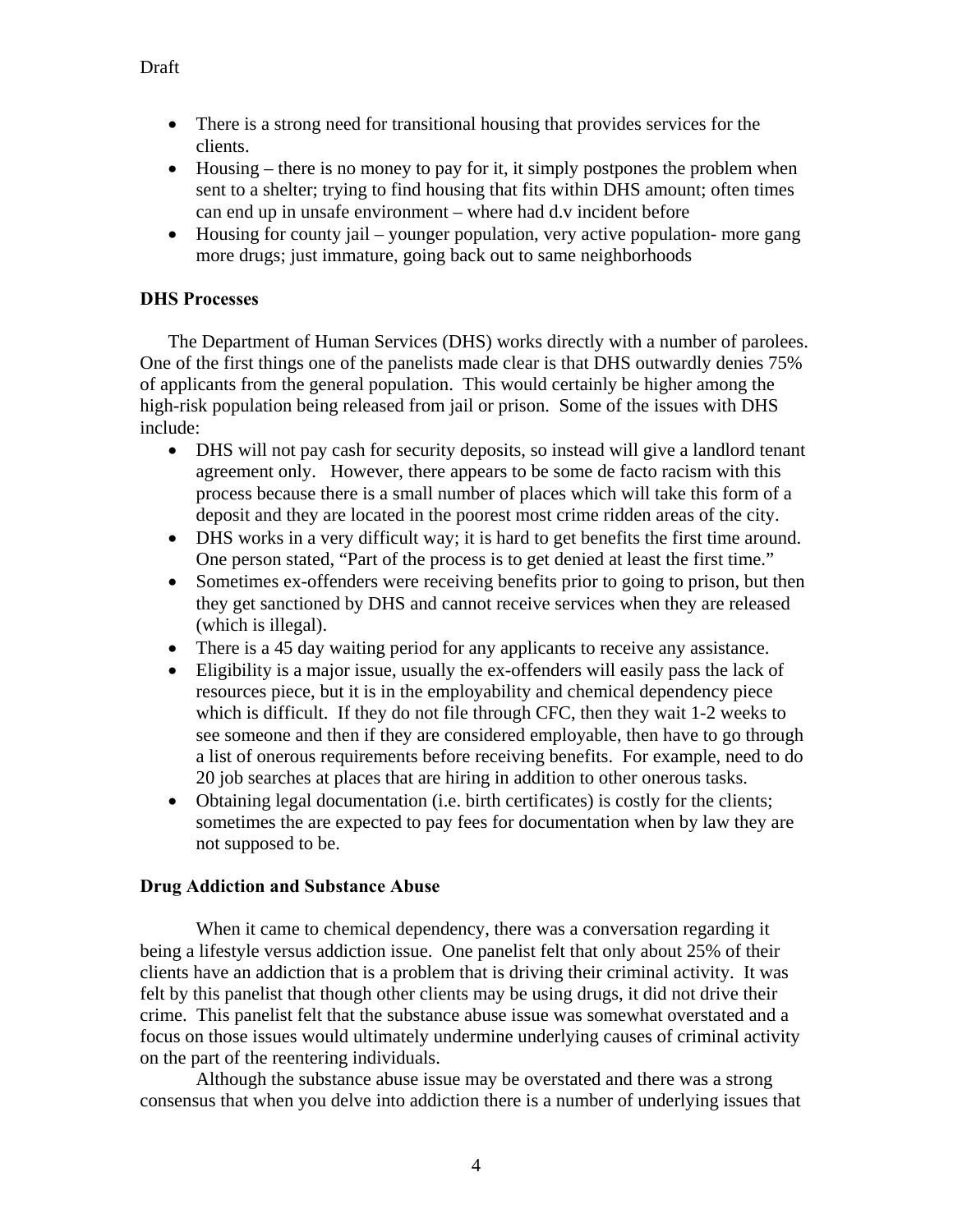Draft

- There is a strong need for transitional housing that provides services for the clients.
- Housing – there is no money to pay for it, it simply postpones the problem when sent to a shelter; trying to find housing that fits within DHS amount; often times can end up in unsafe environment – where had d.v incident before
- Housing for county jail – younger population, very active population- more gang more drugs; just immature, going back out to same neighborhoods

**DHS Processes**

The Department of Human Services (DHS) works directly with a number of parolees. One of the first things one of the panelists made clear is that DHS outwardly denies 75% of applicants from the general population. This would certainly be higher among the high-risk population being released from jail or prison. Some of the issues with DHS include:

- DHS will not pay cash for security deposits, so instead will give a landlord tenant agreement only. However, there appears to be some de facto racism with this process because there is a small number of places which will take this form of a deposit and they are located in the poorest most crime ridden areas of the city.
- DHS works in a very difficult way; it is hard to get benefits the first time around. One person stated, "Part of the process is to get denied at least the first time."
- Sometimes ex-offenders were receiving benefits prior to going to prison, but then they get sanctioned by DHS and cannot receive services when they are released (which is illegal).
- There is a 45 day waiting period for any applicants to receive any assistance.
- Eligibility is a major issue, usually the ex-offenders will easily pass the lack of resources piece, but it is in the employability and chemical dependency piece which is difficult. If they do not file through CFC, then they wait 1-2 weeks to see someone and then if they are considered employable, then have to go through a list of onerous requirements before receiving benefits. For example, need to do 20 job searches at places that are hiring in addition to other onerous tasks.
- Obtaining legal documentation (i.e. birth certificates) is costly for the clients; sometimes the are expected to pay fees for documentation when by law they are not supposed to be.

**Drug Addiction and Substance Abuse**

When it came to chemical dependency, there was a conversation regarding it being a lifestyle versus addiction issue. One panelist felt that only about 25% of their clients have an addiction that is a problem that is driving their criminal activity. It was felt by this panelist that though other clients may be using drugs, it did not drive their crime. This panelist felt that the substance abuse issue was somewhat overstated and a focus on those issues would ultimately undermine underlying causes of criminal activity on the part of the reentering individuals.

Although the substance abuse issue may be overstated and there was a strong consensus that when you delve into addiction there is a number of underlying issues that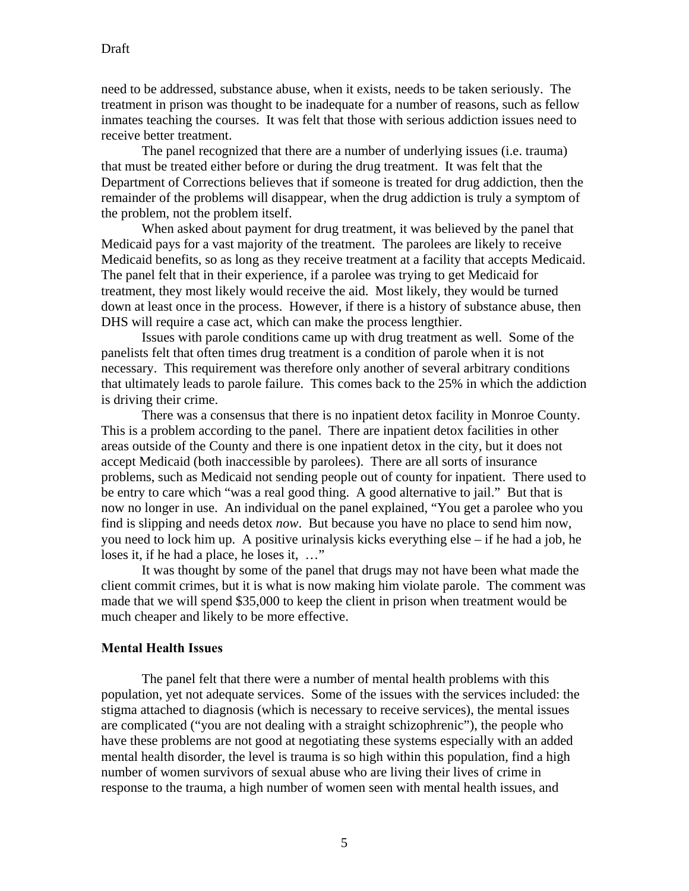need to be addressed, substance abuse, when it exists, needs to be taken seriously. The treatment in prison was thought to be inadequate for a number of reasons, such as fellow inmates teaching the courses. It was felt that those with serious addiction issues need to receive better treatment.

The panel recognized that there are a number of underlying issues (i.e. trauma) that must be treated either before or during the drug treatment. It was felt that the Department of Corrections believes that if someone is treated for drug addiction, then the remainder of the problems will disappear, when the drug addiction is truly a symptom of the problem, not the problem itself.

When asked about payment for drug treatment, it was believed by the panel that Medicaid pays for a vast majority of the treatment. The parolees are likely to receive Medicaid benefits, so as long as they receive treatment at a facility that accepts Medicaid. The panel felt that in their experience, if a parolee was trying to get Medicaid for treatment, they most likely would receive the aid. Most likely, they would be turned down at least once in the process. However, if there is a history of substance abuse, then DHS will require a case act, which can make the process lengthier.

Issues with parole conditions came up with drug treatment as well. Some of the panelists felt that often times drug treatment is a condition of parole when it is not necessary. This requirement was therefore only another of several arbitrary conditions that ultimately leads to parole failure. This comes back to the 25% in which the addiction is driving their crime.

There was a consensus that there is no inpatient detox facility in Monroe County. This is a problem according to the panel. There are inpatient detox facilities in other areas outside of the County and there is one inpatient detox in the city, but it does not accept Medicaid (both inaccessible by parolees). There are all sorts of insurance problems, such as Medicaid not sending people out of county for inpatient. There used to be entry to care which "was a real good thing. A good alternative to jail." But that is now no longer in use. An individual on the panel explained, "You get a parolee who you find is slipping and needs detox *now*. But because you have no place to send him now, you need to lock him up. A positive urinalysis kicks everything else – if he had a job, he loses it, if he had a place, he loses it, …"

It was thought by some of the panel that drugs may not have been what made the client commit crimes, but it is what is now making him violate parole. The comment was made that we will spend $35,000 to keep the client in prison when treatment would be much cheaper and likely to be more effective.

### Mental Health Issues

The panel felt that there were a number of mental health problems with this population, yet not adequate services. Some of the issues with the services included: the stigma attached to diagnosis (which is necessary to receive services), the mental issues are complicated ("you are not dealing with a straight schizophrenic"), the people who have these problems are not good at negotiating these systems especially with an added mental health disorder, the level is trauma is so high within this population, find a high number of women survivors of sexual abuse who are living their lives of crime in response to the trauma, a high number of women seen with mental health issues, and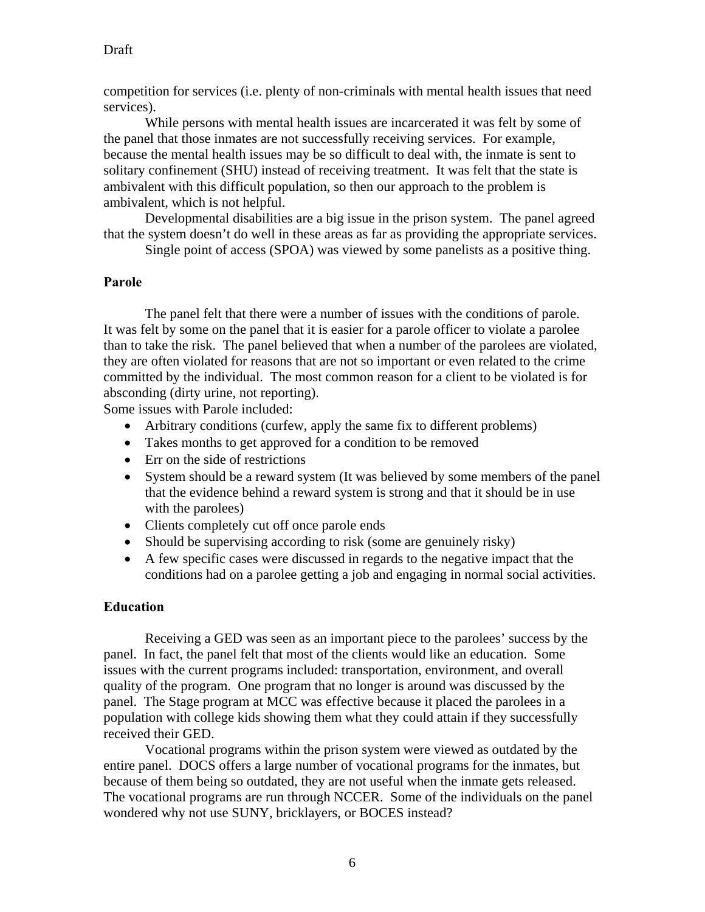competition for services (i.e. plenty of non-criminals with mental health issues that need services).

While persons with mental health issues are incarcerated it was felt by some of the panel that those inmates are not successfully receiving services. For example, because the mental health issues may be so difficult to deal with, the inmate is sent to solitary confinement (SHU) instead of receiving treatment. It was felt that the state is ambivalent with this difficult population, so then our approach to the problem is ambivalent, which is not helpful.

Developmental disabilities are a big issue in the prison system. The panel agreed that the system doesn't do well in these areas as far as providing the appropriate services.

Single point of access (SPOA) was viewed by some panelists as a positive thing.

**Parole**

The panel felt that there were a number of issues with the conditions of parole. It was felt by some on the panel that it is easier for a parole officer to violate a parolee than to take the risk. The panel believed that when a number of the parolees are violated, they are often violated for reasons that are not so important or even related to the crime committed by the individual. The most common reason for a client to be violated is for absconding (dirty urine, not reporting).

Some issues with Parole included:

- Arbitrary conditions (curfew, apply the same fix to different problems)
- Takes months to get approved for a condition to be removed
- Err on the side of restrictions
- System should be a reward system (It was believed by some members of the panel that the evidence behind a reward system is strong and that it should be in use with the parolees)
- Clients completely cut off once parole ends
- Should be supervising according to risk (some are genuinely risky)
- A few specific cases were discussed in regards to the negative impact that the conditions had on a parolee getting a job and engaging in normal social activities.

**Education**

Receiving a GED was seen as an important piece to the parolees' success by the panel. In fact, the panel felt that most of the clients would like an education. Some issues with the current programs included: transportation, environment, and overall quality of the program. One program that no longer is around was discussed by the panel. The Stage program at MCC was effective because it placed the parolees in a population with college kids showing them what they could attain if they successfully received their GED.

Vocational programs within the prison system were viewed as outdated by the entire panel. DOCS offers a large number of vocational programs for the inmates, but because of them being so outdated, they are not useful when the inmate gets released. The vocational programs are run through NCCER. Some of the individuals on the panel wondered why not use SUNY, bricklayers, or BOCES instead?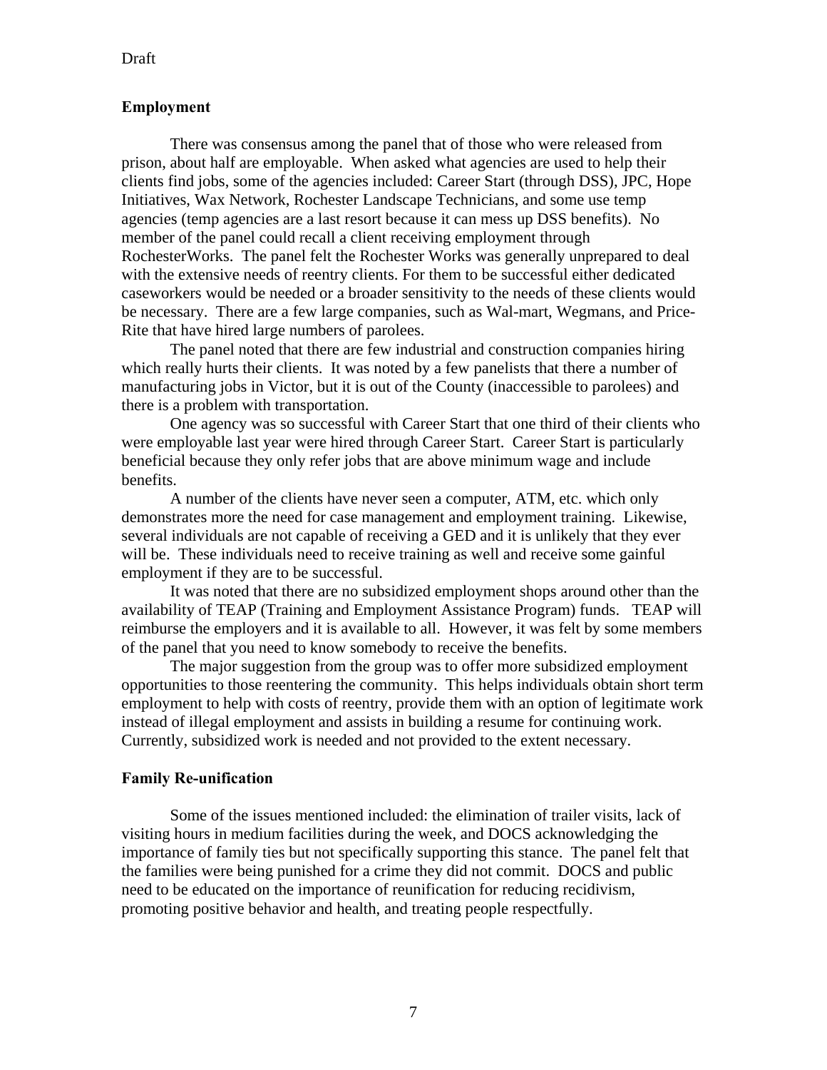Draft

**Employment**

There was consensus among the panel that of those who were released from prison, about half are employable. When asked what agencies are used to help their clients find jobs, some of the agencies included: Career Start (through DSS), JPC, Hope Initiatives, Wax Network, Rochester Landscape Technicians, and some use temp agencies (temp agencies are a last resort because it can mess up DSS benefits). No member of the panel could recall a client receiving employment through RochesterWorks. The panel felt the Rochester Works was generally unprepared to deal with the extensive needs of reentry clients. For them to be successful either dedicated caseworkers would be needed or a broader sensitivity to the needs of these clients would be necessary. There are a few large companies, such as Wal-mart, Wegmans, and Price-Rite that have hired large numbers of parolees.

The panel noted that there are few industrial and construction companies hiring which really hurts their clients. It was noted by a few panelists that there a number of manufacturing jobs in Victor, but it is out of the County (inaccessible to parolees) and there is a problem with transportation.

One agency was so successful with Career Start that one third of their clients who were employable last year were hired through Career Start. Career Start is particularly beneficial because they only refer jobs that are above minimum wage and include benefits.

A number of the clients have never seen a computer, ATM, etc. which only demonstrates more the need for case management and employment training. Likewise, several individuals are not capable of receiving a GED and it is unlikely that they ever will be. These individuals need to receive training as well and receive some gainful employment if they are to be successful.

It was noted that there are no subsidized employment shops around other than the availability of TEAP (Training and Employment Assistance Program) funds. TEAP will reimburse the employers and it is available to all. However, it was felt by some members of the panel that you need to know somebody to receive the benefits.

The major suggestion from the group was to offer more subsidized employment opportunities to those reentering the community. This helps individuals obtain short term employment to help with costs of reentry, provide them with an option of legitimate work instead of illegal employment and assists in building a resume for continuing work. Currently, subsidized work is needed and not provided to the extent necessary.

**Family Re-unification**

Some of the issues mentioned included: the elimination of trailer visits, lack of visiting hours in medium facilities during the week, and DOCS acknowledging the importance of family ties but not specifically supporting this stance. The panel felt that the families were being punished for a crime they did not commit. DOCS and public need to be educated on the importance of reunification for reducing recidivism, promoting positive behavior and health, and treating people respectfully.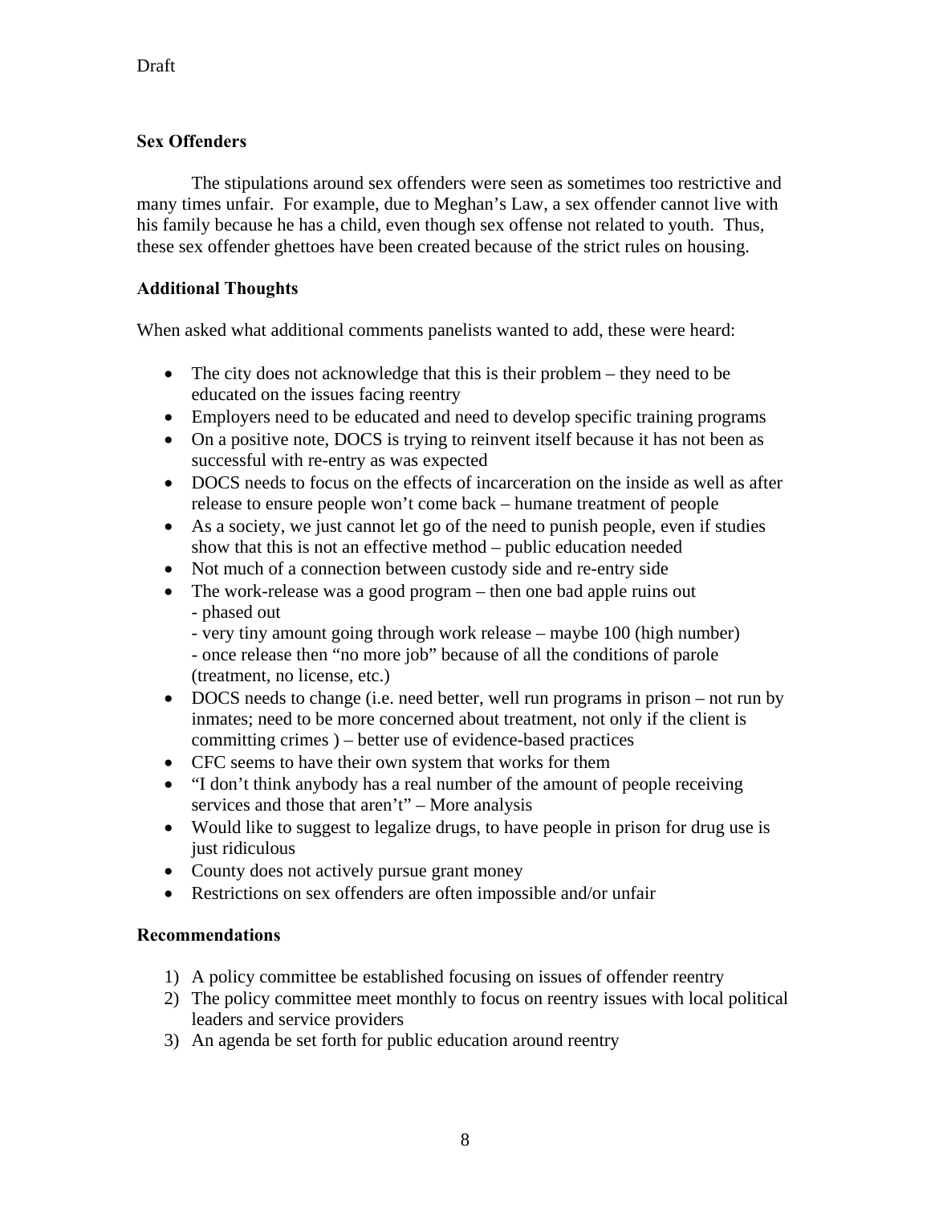Draft

**Sex Offenders**

The stipulations around sex offenders were seen as sometimes too restrictive and many times unfair. For example, due to Meghan's Law, a sex offender cannot live with his family because he has a child, even though sex offense not related to youth. Thus, these sex offender ghettoes have been created because of the strict rules on housing.

**Additional Thoughts**

When asked what additional comments panelists wanted to add, these were heard:

- The city does not acknowledge that this is their problem – they need to be educated on the issues facing reentry
- Employers need to be educated and need to develop specific training programs
- On a positive note, DOCS is trying to reinvent itself because it has not been as successful with re-entry as was expected
- DOCS needs to focus on the effects of incarceration on the inside as well as after release to ensure people won't come back – humane treatment of people
- As a society, we just cannot let go of the need to punish people, even if studies show that this is not an effective method – public education needed
- Not much of a connection between custody side and re-entry side
- The work-release was a good program – then one bad apple ruins out
  - phased out
  - very tiny amount going through work release – maybe 100 (high number)
  - once release then "no more job" because of all the conditions of parole (treatment, no license, etc.)
- DOCS needs to change (i.e. need better, well run programs in prison – not run by inmates; need to be more concerned about treatment, not only if the client is committing crimes ) – better use of evidence-based practices
- CFC seems to have their own system that works for them
- "I don't think anybody has a real number of the amount of people receiving services and those that aren't" – More analysis
- Would like to suggest to legalize drugs, to have people in prison for drug use is just ridiculous
- County does not actively pursue grant money
- Restrictions on sex offenders are often impossible and/or unfair

**Recommendations**

1) A policy committee be established focusing on issues of offender reentry
2) The policy committee meet monthly to focus on reentry issues with local political leaders and service providers
3) An agenda be set forth for public education around reentry